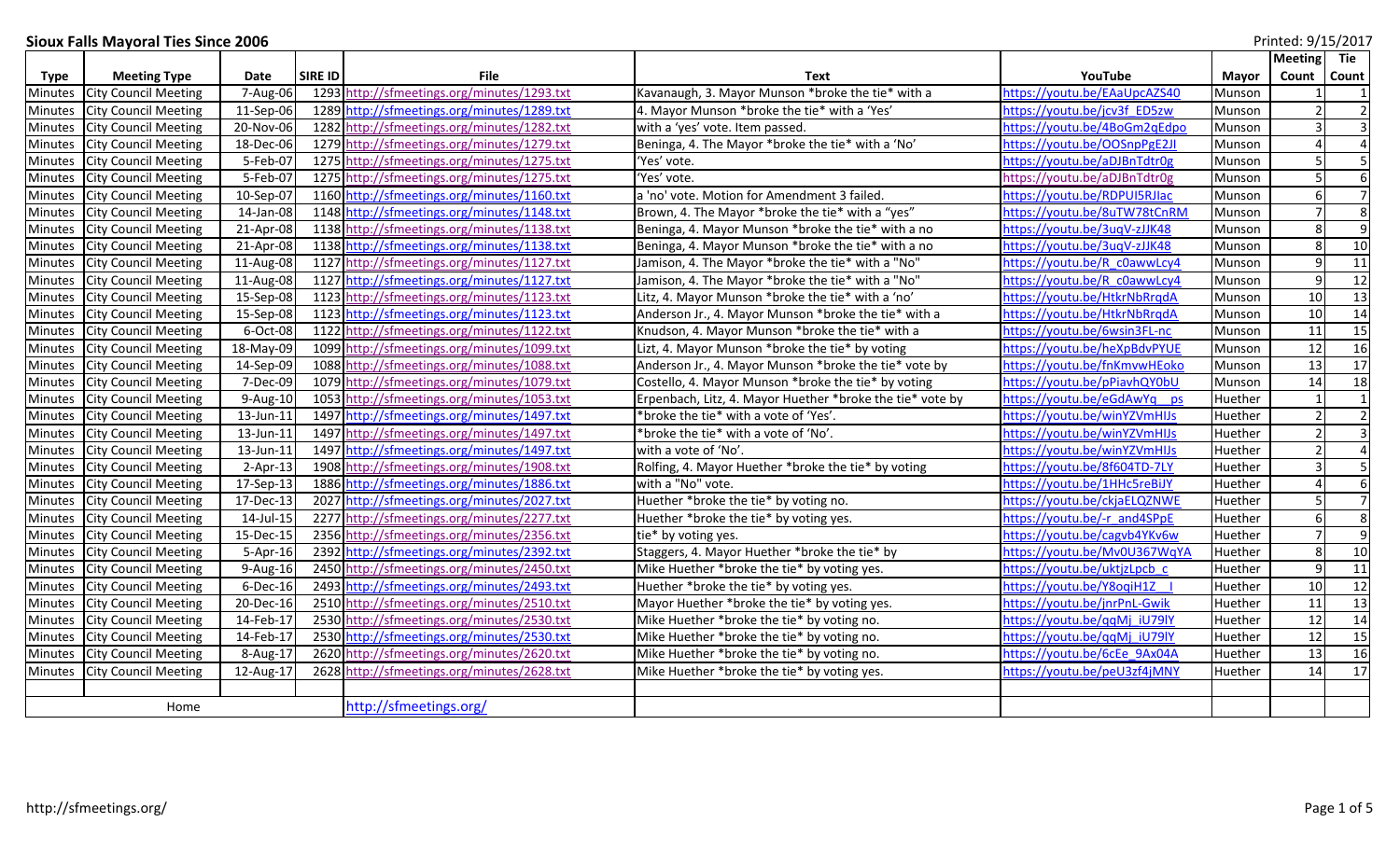# Sioux Falls Mayoral Ties Since 2006

Printed: 9/15/2017

| Type | Meeting Type | Date | SIRE ID | File | Text | YouTube | Mayor | Meeting Count | Tie Count |
|---|---|---|---|---|---|---|---|---|---|
| Minutes | City Council Meeting | 7-Aug-06 | 1293 | http://sfmeetings.org/minutes/1293.txt | Kavanaugh, 3. Mayor Munson *broke the tie* with a | https://youtu.be/EAaUpcAZS40 | Munson | 1 | 1 |
| Minutes | City Council Meeting | 11-Sep-06 | 1289 | http://sfmeetings.org/minutes/1289.txt | 4. Mayor Munson *broke the tie* with a 'Yes' | https://youtu.be/jcv3f_ED5zw | Munson | 2 | 2 |
| Minutes | City Council Meeting | 20-Nov-06 | 1282 | http://sfmeetings.org/minutes/1282.txt | with a 'yes' vote. Item passed. | https://youtu.be/4BoGm2qEdpo | Munson | 3 | 3 |
| Minutes | City Council Meeting | 18-Dec-06 | 1279 | http://sfmeetings.org/minutes/1279.txt | Beninga, 4. The Mayor *broke the tie* with a 'No' | https://youtu.be/OOSnpPgE2JI | Munson | 4 | 4 |
| Minutes | City Council Meeting | 5-Feb-07 | 1275 | http://sfmeetings.org/minutes/1275.txt | 'Yes' vote. | https://youtu.be/aDJBnTdtr0g | Munson | 5 | 5 |
| Minutes | City Council Meeting | 5-Feb-07 | 1275 | http://sfmeetings.org/minutes/1275.txt | 'Yes' vote. | https://youtu.be/aDJBnTdtr0g | Munson | 5 | 6 |
| Minutes | City Council Meeting | 10-Sep-07 | 1160 | http://sfmeetings.org/minutes/1160.txt | a 'no' vote. Motion for Amendment 3 failed. | https://youtu.be/RDPUI5RJIac | Munson | 6 | 7 |
| Minutes | City Council Meeting | 14-Jan-08 | 1148 | http://sfmeetings.org/minutes/1148.txt | Brown, 4. The Mayor *broke the tie* with a "yes" | https://youtu.be/8uTW78tCnRM | Munson | 7 | 8 |
| Minutes | City Council Meeting | 21-Apr-08 | 1138 | http://sfmeetings.org/minutes/1138.txt | Beninga, 4. Mayor Munson *broke the tie* with a no | https://youtu.be/3uqV-zJJK48 | Munson | 8 | 9 |
| Minutes | City Council Meeting | 21-Apr-08 | 1138 | http://sfmeetings.org/minutes/1138.txt | Beninga, 4. Mayor Munson *broke the tie* with a no | https://youtu.be/3uqV-zJJK48 | Munson | 8 | 10 |
| Minutes | City Council Meeting | 11-Aug-08 | 1127 | http://sfmeetings.org/minutes/1127.txt | Jamison, 4. The Mayor *broke the tie* with a "No" | https://youtu.be/R_c0awwLcy4 | Munson | 9 | 11 |
| Minutes | City Council Meeting | 11-Aug-08 | 1127 | http://sfmeetings.org/minutes/1127.txt | Jamison, 4. The Mayor *broke the tie* with a "No" | https://youtu.be/R_c0awwLcy4 | Munson | 9 | 12 |
| Minutes | City Council Meeting | 15-Sep-08 | 1123 | http://sfmeetings.org/minutes/1123.txt | Litz, 4. Mayor Munson *broke the tie* with a 'no' | https://youtu.be/HtkrNbRrqdA | Munson | 10 | 13 |
| Minutes | City Council Meeting | 15-Sep-08 | 1123 | http://sfmeetings.org/minutes/1123.txt | Anderson Jr., 4. Mayor Munson *broke the tie* with a | https://youtu.be/HtkrNbRrqdA | Munson | 10 | 14 |
| Minutes | City Council Meeting | 6-Oct-08 | 1122 | http://sfmeetings.org/minutes/1122.txt | Knudson, 4. Mayor Munson *broke the tie* with a | https://youtu.be/6wsin3FL-nc | Munson | 11 | 15 |
| Minutes | City Council Meeting | 18-May-09 | 1099 | http://sfmeetings.org/minutes/1099.txt | Lizt, 4. Mayor Munson *broke the tie* by voting | https://youtu.be/heXpBdvPYUE | Munson | 12 | 16 |
| Minutes | City Council Meeting | 14-Sep-09 | 1088 | http://sfmeetings.org/minutes/1088.txt | Anderson Jr., 4. Mayor Munson *broke the tie* vote by | https://youtu.be/fnKmvwHEoko | Munson | 13 | 17 |
| Minutes | City Council Meeting | 7-Dec-09 | 1079 | http://sfmeetings.org/minutes/1079.txt | Costello, 4. Mayor Munson *broke the tie* by voting | https://youtu.be/pPiavhQY0bU | Munson | 14 | 18 |
| Minutes | City Council Meeting | 9-Aug-10 | 1053 | http://sfmeetings.org/minutes/1053.txt | Erpenbach, Litz, 4. Mayor Huether *broke the tie* vote by | https://youtu.be/eGdAwYq__ps | Huether | 1 | 1 |
| Minutes | City Council Meeting | 13-Jun-11 | 1497 | http://sfmeetings.org/minutes/1497.txt | *broke the tie* with a vote of 'Yes'. | https://youtu.be/winYZVmHIJs | Huether | 2 | 2 |
| Minutes | City Council Meeting | 13-Jun-11 | 1497 | http://sfmeetings.org/minutes/1497.txt | *broke the tie* with a vote of 'No'. | https://youtu.be/winYZVmHIJs | Huether | 2 | 3 |
| Minutes | City Council Meeting | 13-Jun-11 | 1497 | http://sfmeetings.org/minutes/1497.txt | with a vote of 'No'. | https://youtu.be/winYZVmHIJs | Huether | 2 | 4 |
| Minutes | City Council Meeting | 2-Apr-13 | 1908 | http://sfmeetings.org/minutes/1908.txt | Rolfing, 4. Mayor Huether *broke the tie* by voting | https://youtu.be/8f604TD-7LY | Huether | 3 | 5 |
| Minutes | City Council Meeting | 17-Sep-13 | 1886 | http://sfmeetings.org/minutes/1886.txt | with a "No" vote. | https://youtu.be/1HHc5reBiJY | Huether | 4 | 6 |
| Minutes | City Council Meeting | 17-Dec-13 | 2027 | http://sfmeetings.org/minutes/2027.txt | Huether *broke the tie* by voting no. | https://youtu.be/ckjaELQZNWE | Huether | 5 | 7 |
| Minutes | City Council Meeting | 14-Jul-15 | 2277 | http://sfmeetings.org/minutes/2277.txt | Huether *broke the tie* by voting yes. | https://youtu.be/-r_and4SPpE | Huether | 6 | 8 |
| Minutes | City Council Meeting | 15-Dec-15 | 2356 | http://sfmeetings.org/minutes/2356.txt | tie* by voting yes. | https://youtu.be/cagvb4YKv6w | Huether | 7 | 9 |
| Minutes | City Council Meeting | 5-Apr-16 | 2392 | http://sfmeetings.org/minutes/2392.txt | Staggers, 4. Mayor Huether *broke the tie* by | https://youtu.be/Mv0U367WqYA | Huether | 8 | 10 |
| Minutes | City Council Meeting | 9-Aug-16 | 2450 | http://sfmeetings.org/minutes/2450.txt | Mike Huether *broke the tie* by voting yes. | https://youtu.be/uktjzLpcb_c | Huether | 9 | 11 |
| Minutes | City Council Meeting | 6-Dec-16 | 2493 | http://sfmeetings.org/minutes/2493.txt | Huether *broke the tie* by voting yes. | https://youtu.be/Y8oqiH1Z__I | Huether | 10 | 12 |
| Minutes | City Council Meeting | 20-Dec-16 | 2510 | http://sfmeetings.org/minutes/2510.txt | Mayor Huether *broke the tie* by voting yes. | https://youtu.be/jnrPnL-Gwik | Huether | 11 | 13 |
| Minutes | City Council Meeting | 14-Feb-17 | 2530 | http://sfmeetings.org/minutes/2530.txt | Mike Huether *broke the tie* by voting no. | https://youtu.be/qqMj_iU79lY | Huether | 12 | 14 |
| Minutes | City Council Meeting | 14-Feb-17 | 2530 | http://sfmeetings.org/minutes/2530.txt | Mike Huether *broke the tie* by voting no. | https://youtu.be/qqMj_iU79lY | Huether | 12 | 15 |
| Minutes | City Council Meeting | 8-Aug-17 | 2620 | http://sfmeetings.org/minutes/2620.txt | Mike Huether *broke the tie* by voting no. | https://youtu.be/6cEe_9Ax04A | Huether | 13 | 16 |
| Minutes | City Council Meeting | 12-Aug-17 | 2628 | http://sfmeetings.org/minutes/2628.txt | Mike Huether *broke the tie* by voting yes. | https://youtu.be/peU3zf4jMNY | Huether | 14 | 17 |
| | | | | | | | | | |
| Home | | | | http://sfmeetings.org/ | | | | | |

http://sfmeetings.org/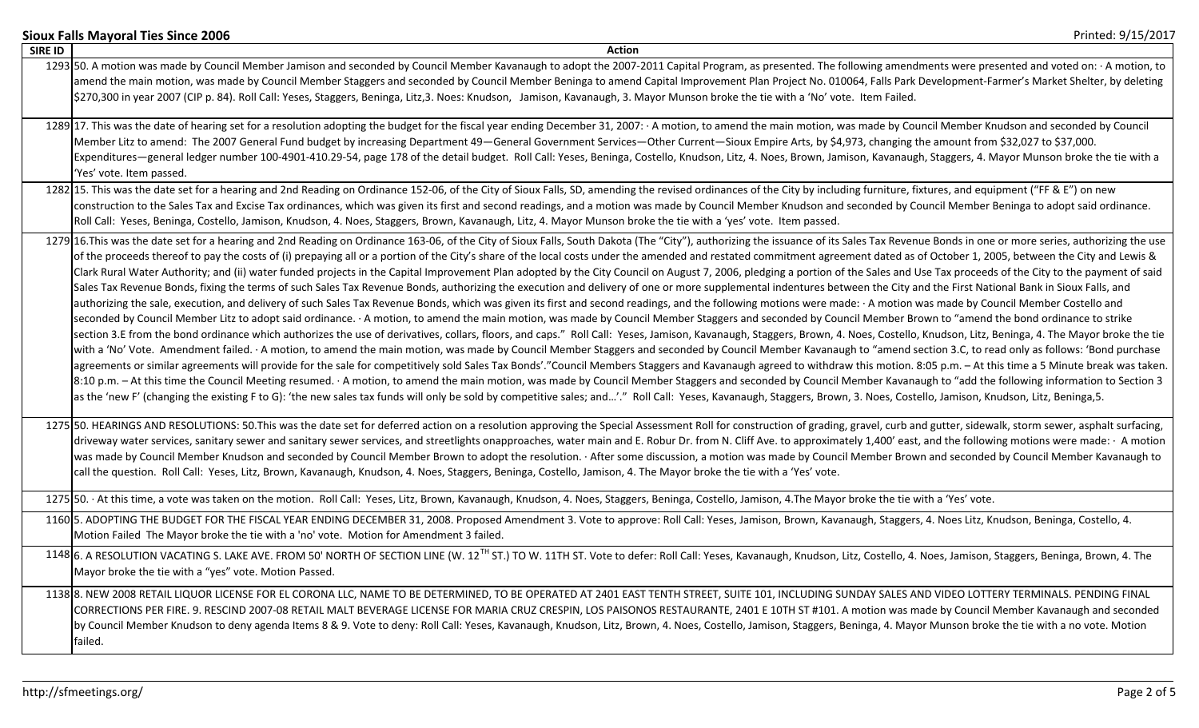## Sioux Falls Mayoral Ties Since 2006

| SIRE ID | Action |
|---|---|
| 1293 | 50. A motion was made by Council Member Jamison and seconded by Council Member Kavanaugh to adopt the 2007-2011 Capital Program, as presented. The following amendments were presented and voted on: · A motion, to amend the main motion, was made by Council Member Staggers and seconded by Council Member Beninga to amend Capital Improvement Plan Project No. 010064, Falls Park Development-Farmer's Market Shelter, by deleting $270,300 in year 2007 (CIP p. 84). Roll Call: Yeses, Staggers, Beninga, Litz,3. Noes: Knudson, Jamison, Kavanaugh, 3. Mayor Munson broke the tie with a 'No' vote. Item Failed. |
| 1289 | 17. This was the date of hearing set for a resolution adopting the budget for the fiscal year ending December 31, 2007: · A motion, to amend the main motion, was made by Council Member Knudson and seconded by Council Member Litz to amend: The 2007 General Fund budget by increasing Department 49—General Government Services—Other Current—Sioux Empire Arts, by $4,973, changing the amount from $32,027 to $37,000. Expenditures—general ledger number 100-4901-410.29-54, page 178 of the detail budget. Roll Call: Yeses, Beninga, Costello, Knudson, Litz, 4. Noes, Brown, Jamison, Kavanaugh, Staggers, 4. Mayor Munson broke the tie with a 'Yes' vote. Item passed. |
| 1282 | 15. This was the date set for a hearing and 2nd Reading on Ordinance 152-06, of the City of Sioux Falls, SD, amending the revised ordinances of the City by including furniture, fixtures, and equipment ("FF & E") on new construction to the Sales Tax and Excise Tax ordinances, which was given its first and second readings, and a motion was made by Council Member Knudson and seconded by Council Member Beninga to adopt said ordinance. Roll Call: Yeses, Beninga, Costello, Jamison, Knudson, 4. Noes, Staggers, Brown, Kavanaugh, Litz, 4. Mayor Munson broke the tie with a 'yes' vote. Item passed. |
| 1279 | 16.This was the date set for a hearing and 2nd Reading on Ordinance 163-06, of the City of Sioux Falls, South Dakota (The "City"), authorizing the issuance of its Sales Tax Revenue Bonds in one or more series, authorizing the use of the proceeds thereof to pay the costs of (i) prepaying all or a portion of the City's share of the local costs under the amended and restated commitment agreement dated as of October 1, 2005, between the City and Lewis & Clark Rural Water Authority; and (ii) water funded projects in the Capital Improvement Plan adopted by the City Council on August 7, 2006, pledging a portion of the Sales and Use Tax proceeds of the City to the payment of said Sales Tax Revenue Bonds, fixing the terms of such Sales Tax Revenue Bonds, authorizing the execution and delivery of one or more supplemental indentures between the City and the First National Bank in Sioux Falls, and authorizing the sale, execution, and delivery of such Sales Tax Revenue Bonds, which was given its first and second readings, and the following motions were made: · A motion was made by Council Member Costello and seconded by Council Member Litz to adopt said ordinance. · A motion, to amend the main motion, was made by Council Member Staggers and seconded by Council Member Brown to "amend the bond ordinance to strike section 3.E from the bond ordinance which authorizes the use of derivatives, collars, floors, and caps." Roll Call: Yeses, Jamison, Kavanaugh, Staggers, Brown, 4. Noes, Costello, Knudson, Litz, Beninga, 4. The Mayor broke the tie with a 'No' Vote. Amendment failed. · A motion, to amend the main motion, was made by Council Member Staggers and seconded by Council Member Kavanaugh to "amend section 3.C, to read only as follows: 'Bond purchase agreements or similar agreements will provide for the sale for competitively sold Sales Tax Bonds'."Council Members Staggers and Kavanaugh agreed to withdraw this motion. 8:05 p.m. – At this time a 5 Minute break was taken. 8:10 p.m. – At this time the Council Meeting resumed. · A motion, to amend the main motion, was made by Council Member Staggers and seconded by Council Member Kavanaugh to "add the following information to Section 3 as the 'new F' (changing the existing F to G): 'the new sales tax funds will only be sold by competitive sales; and…'." Roll Call: Yeses, Kavanaugh, Staggers, Brown, 3. Noes, Costello, Jamison, Knudson, Litz, Beninga,5. |
| 1275 | 50. HEARINGS AND RESOLUTIONS: 50.This was the date set for deferred action on a resolution approving the Special Assessment Roll for construction of grading, gravel, curb and gutter, sidewalk, storm sewer, asphalt surfacing, driveway water services, sanitary sewer and sanitary sewer services, and streetlights onapproaches, water main and E. Robur Dr. from N. Cliff Ave. to approximately 1,400' east, and the following motions were made: · A motion was made by Council Member Knudson and seconded by Council Member Brown to adopt the resolution. · After some discussion, a motion was made by Council Member Brown and seconded by Council Member Kavanaugh to call the question. Roll Call: Yeses, Litz, Brown, Kavanaugh, Knudson, 4. Noes, Staggers, Beninga, Costello, Jamison, 4. The Mayor broke the tie with a 'Yes' vote. |
| 1275 | 50. · At this time, a vote was taken on the motion. Roll Call: Yeses, Litz, Brown, Kavanaugh, Knudson, 4. Noes, Staggers, Beninga, Costello, Jamison, 4.The Mayor broke the tie with a 'Yes' vote. |
| 1160 | 5. ADOPTING THE BUDGET FOR THE FISCAL YEAR ENDING DECEMBER 31, 2008. Proposed Amendment 3. Vote to approve: Roll Call: Yeses, Jamison, Brown, Kavanaugh, Staggers, 4. Noes Litz, Knudson, Beninga, Costello, 4. Motion Failed The Mayor broke the tie with a 'no' vote. Motion for Amendment 3 failed. |
| 1148 | 6. A RESOLUTION VACATING S. LAKE AVE. FROM 50' NORTH OF SECTION LINE (W. 12TH ST.) TO W. 11TH ST. Vote to defer: Roll Call: Yeses, Kavanaugh, Knudson, Litz, Costello, 4. Noes, Jamison, Staggers, Beninga, Brown, 4. The Mayor broke the tie with a "yes" vote. Motion Passed. |
| 1138 | 8. NEW 2008 RETAIL LIQUOR LICENSE FOR EL CORONA LLC, NAME TO BE DETERMINED, TO BE OPERATED AT 2401 EAST TENTH STREET, SUITE 101, INCLUDING SUNDAY SALES AND VIDEO LOTTERY TERMINALS. PENDING FINAL CORRECTIONS PER FIRE. 9. RESCIND 2007-08 RETAIL MALT BEVERAGE LICENSE FOR MARIA CRUZ CRESPIN, LOS PAISONOS RESTAURANTE, 2401 E 10TH ST #101. A motion was made by Council Member Kavanaugh and seconded by Council Member Knudson to deny agenda Items 8 & 9. Vote to deny: Roll Call: Yeses, Kavanaugh, Knudson, Litz, Brown, 4. Noes, Costello, Jamison, Staggers, Beninga, 4. Mayor Munson broke the tie with a no vote. Motion failed. |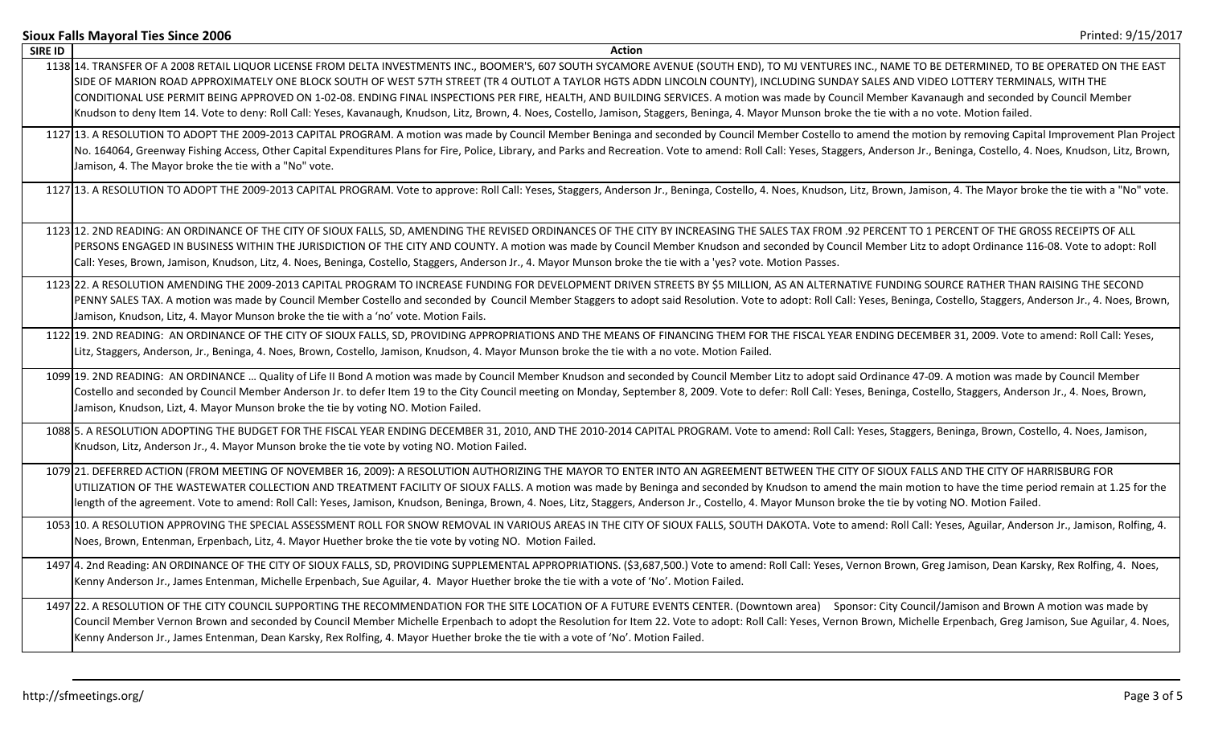**Sioux Falls Mayoral Ties Since 2006**

| SIRE ID | Action |
|---|---|
| 1138 | 14. TRANSFER OF A 2008 RETAIL LIQUOR LICENSE FROM DELTA INVESTMENTS INC., BOOMER'S, 607 SOUTH SYCAMORE AVENUE (SOUTH END), TO MJ VENTURES INC., NAME TO BE DETERMINED, TO BE OPERATED ON THE EAST SIDE OF MARION ROAD APPROXIMATELY ONE BLOCK SOUTH OF WEST 57TH STREET (TR 4 OUTLOT A TAYLOR HGTS ADDN LINCOLN COUNTY), INCLUDING SUNDAY SALES AND VIDEO LOTTERY TERMINALS, WITH THE CONDITIONAL USE PERMIT BEING APPROVED ON 1-02-08. ENDING FINAL INSPECTIONS PER FIRE, HEALTH, AND BUILDING SERVICES. A motion was made by Council Member Kavanaugh and seconded by Council Member Knudson to deny Item 14. Vote to deny: Roll Call: Yeses, Kavanaugh, Knudson, Litz, Brown, 4. Noes, Costello, Jamison, Staggers, Beninga, 4. Mayor Munson broke the tie with a no vote. Motion failed. |
| 1127 | 13. A RESOLUTION TO ADOPT THE 2009-2013 CAPITAL PROGRAM. A motion was made by Council Member Beninga and seconded by Council Member Costello to amend the motion by removing Capital Improvement Plan Project No. 164064, Greenway Fishing Access, Other Capital Expenditures Plans for Fire, Police, Library, and Parks and Recreation. Vote to amend: Roll Call: Yeses, Staggers, Anderson Jr., Beninga, Costello, 4. Noes, Knudson, Litz, Brown, Jamison, 4. The Mayor broke the tie with a "No" vote. |
| 1127 | 13. A RESOLUTION TO ADOPT THE 2009-2013 CAPITAL PROGRAM. Vote to approve: Roll Call: Yeses, Staggers, Anderson Jr., Beninga, Costello, 4. Noes, Knudson, Litz, Brown, Jamison, 4. The Mayor broke the tie with a "No" vote. |
| 1123 | 12. 2ND READING: AN ORDINANCE OF THE CITY OF SIOUX FALLS, SD, AMENDING THE REVISED ORDINANCES OF THE CITY BY INCREASING THE SALES TAX FROM .92 PERCENT TO 1 PERCENT OF THE GROSS RECEIPTS OF ALL PERSONS ENGAGED IN BUSINESS WITHIN THE JURISDICTION OF THE CITY AND COUNTY. A motion was made by Council Member Knudson and seconded by Council Member Litz to adopt Ordinance 116-08. Vote to adopt: Roll Call: Yeses, Brown, Jamison, Knudson, Litz, 4. Noes, Beninga, Costello, Staggers, Anderson Jr., 4. Mayor Munson broke the tie with a 'yes? vote. Motion Passes. |
| 1123 | 22. A RESOLUTION AMENDING THE 2009-2013 CAPITAL PROGRAM TO INCREASE FUNDING FOR DEVELOPMENT DRIVEN STREETS BY $5 MILLION, AS AN ALTERNATIVE FUNDING SOURCE RATHER THAN RAISING THE SECOND PENNY SALES TAX. A motion was made by Council Member Costello and seconded by Council Member Staggers to adopt said Resolution. Vote to adopt: Roll Call: Yeses, Beninga, Costello, Staggers, Anderson Jr., 4. Noes, Brown, Jamison, Knudson, Litz, 4. Mayor Munson broke the tie with a 'no' vote. Motion Fails. |
| 1122 | 19. 2ND READING: AN ORDINANCE OF THE CITY OF SIOUX FALLS, SD, PROVIDING APPROPRIATIONS AND THE MEANS OF FINANCING THEM FOR THE FISCAL YEAR ENDING DECEMBER 31, 2009. Vote to amend: Roll Call: Yeses, Litz, Staggers, Anderson, Jr., Beninga, 4. Noes, Brown, Costello, Jamison, Knudson, 4. Mayor Munson broke the tie with a no vote. Motion Failed. |
| 1099 | 19. 2ND READING: AN ORDINANCE … Quality of Life II Bond A motion was made by Council Member Knudson and seconded by Council Member Litz to adopt said Ordinance 47-09. A motion was made by Council Member Costello and seconded by Council Member Anderson Jr. to defer Item 19 to the City Council meeting on Monday, September 8, 2009. Vote to defer: Roll Call: Yeses, Beninga, Costello, Staggers, Anderson Jr., 4. Noes, Brown, Jamison, Knudson, Lizt, 4. Mayor Munson broke the tie by voting NO. Motion Failed. |
| 1088 | 5. A RESOLUTION ADOPTING THE BUDGET FOR THE FISCAL YEAR ENDING DECEMBER 31, 2010, AND THE 2010-2014 CAPITAL PROGRAM. Vote to amend: Roll Call: Yeses, Staggers, Beninga, Brown, Costello, 4. Noes, Jamison, Knudson, Litz, Anderson Jr., 4. Mayor Munson broke the tie vote by voting NO. Motion Failed. |
| 1079 | 21. DEFERRED ACTION (FROM MEETING OF NOVEMBER 16, 2009): A RESOLUTION AUTHORIZING THE MAYOR TO ENTER INTO AN AGREEMENT BETWEEN THE CITY OF SIOUX FALLS AND THE CITY OF HARRISBURG FOR UTILIZATION OF THE WASTEWATER COLLECTION AND TREATMENT FACILITY OF SIOUX FALLS. A motion was made by Beninga and seconded by Knudson to amend the main motion to have the time period remain at 1.25 for the length of the agreement. Vote to amend: Roll Call: Yeses, Jamison, Knudson, Beninga, Brown, 4. Noes, Litz, Staggers, Anderson Jr., Costello, 4. Mayor Munson broke the tie by voting NO. Motion Failed. |
| 1053 | 10. A RESOLUTION APPROVING THE SPECIAL ASSESSMENT ROLL FOR SNOW REMOVAL IN VARIOUS AREAS IN THE CITY OF SIOUX FALLS, SOUTH DAKOTA. Vote to amend: Roll Call: Yeses, Aguilar, Anderson Jr., Jamison, Rolfing, 4. Noes, Brown, Entenman, Erpenbach, Litz, 4. Mayor Huether broke the tie vote by voting NO. Motion Failed. |
| 1497 | 4. 2nd Reading: AN ORDINANCE OF THE CITY OF SIOUX FALLS, SD, PROVIDING SUPPLEMENTAL APPROPRIATIONS. ($3,687,500.) Vote to amend: Roll Call: Yeses, Vernon Brown, Greg Jamison, Dean Karsky, Rex Rolfing, 4. Noes, Kenny Anderson Jr., James Entenman, Michelle Erpenbach, Sue Aguilar, 4. Mayor Huether broke the tie with a vote of 'No'. Motion Failed. |
| 1497 | 22. A RESOLUTION OF THE CITY COUNCIL SUPPORTING THE RECOMMENDATION FOR THE SITE LOCATION OF A FUTURE EVENTS CENTER. (Downtown area) Sponsor: City Council/Jamison and Brown A motion was made by Council Member Vernon Brown and seconded by Council Member Michelle Erpenbach to adopt the Resolution for Item 22. Vote to adopt: Roll Call: Yeses, Vernon Brown, Michelle Erpenbach, Greg Jamison, Sue Aguilar, 4. Noes, Kenny Anderson Jr., James Entenman, Dean Karsky, Rex Rolfing, 4. Mayor Huether broke the tie with a vote of 'No'. Motion Failed. |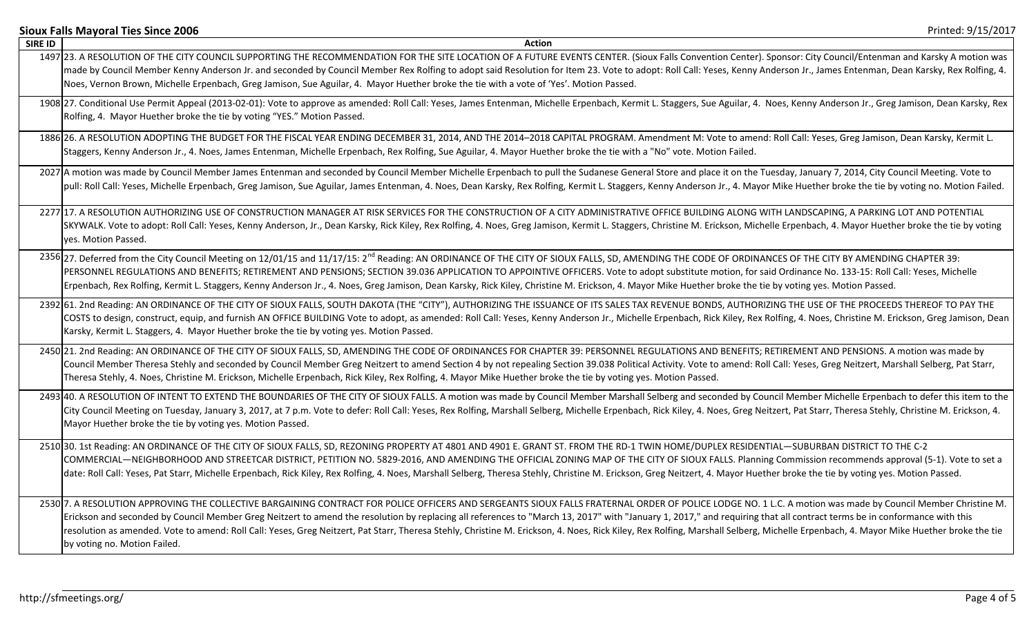**Sioux Falls Mayoral Ties Since 2006**

Printed: 9/15/2017

| SIRE ID | Action |
|---|---|
| 1497 | 23. A RESOLUTION OF THE CITY COUNCIL SUPPORTING THE RECOMMENDATION FOR THE SITE LOCATION OF A FUTURE EVENTS CENTER. (Sioux Falls Convention Center). Sponsor: City Council/Entenman and Karsky A motion was made by Council Member Kenny Anderson Jr. and seconded by Council Member Rex Rolfing to adopt said Resolution for Item 23. Vote to adopt: Roll Call: Yeses, Kenny Anderson Jr., James Entenman, Dean Karsky, Rex Rolfing, 4. Noes, Vernon Brown, Michelle Erpenbach, Greg Jamison, Sue Aguilar, 4. Mayor Huether broke the tie with a vote of 'Yes'. Motion Passed. |
| 1908 | 27. Conditional Use Permit Appeal (2013-02-01): Vote to approve as amended: Roll Call: Yeses, James Entenman, Michelle Erpenbach, Kermit L. Staggers, Sue Aguilar, 4. Noes, Kenny Anderson Jr., Greg Jamison, Dean Karsky, Rex Rolfing, 4. Mayor Huether broke the tie by voting "YES." Motion Passed. |
| 1886 | 26. A RESOLUTION ADOPTING THE BUDGET FOR THE FISCAL YEAR ENDING DECEMBER 31, 2014, AND THE 2014–2018 CAPITAL PROGRAM. Amendment M: Vote to amend: Roll Call: Yeses, Greg Jamison, Dean Karsky, Kermit L. Staggers, Kenny Anderson Jr., 4. Noes, James Entenman, Michelle Erpenbach, Rex Rolfing, Sue Aguilar, 4. Mayor Huether broke the tie with a "No" vote. Motion Failed. |
| 2027 | A motion was made by Council Member James Entenman and seconded by Council Member Michelle Erpenbach to pull the Sudanese General Store and place it on the Tuesday, January 7, 2014, City Council Meeting. Vote to pull: Roll Call: Yeses, Michelle Erpenbach, Greg Jamison, Sue Aguilar, James Entenman, 4. Noes, Dean Karsky, Rex Rolfing, Kermit L. Staggers, Kenny Anderson Jr., 4. Mayor Mike Huether broke the tie by voting no. Motion Failed. |
| 2277 | 17. A RESOLUTION AUTHORIZING USE OF CONSTRUCTION MANAGER AT RISK SERVICES FOR THE CONSTRUCTION OF A CITY ADMINISTRATIVE OFFICE BUILDING ALONG WITH LANDSCAPING, A PARKING LOT AND POTENTIAL SKYWALK. Vote to adopt: Roll Call: Yeses, Kenny Anderson, Jr., Dean Karsky, Rick Kiley, Rex Rolfing, 4. Noes, Greg Jamison, Kermit L. Staggers, Christine M. Erickson, Michelle Erpenbach, 4. Mayor Huether broke the tie by voting yes. Motion Passed. |
| 2356 | 27. Deferred from the City Council Meeting on 12/01/15 and 11/17/15: 2nd Reading: AN ORDINANCE OF THE CITY OF SIOUX FALLS, SD, AMENDING THE CODE OF ORDINANCES OF THE CITY BY AMENDING CHAPTER 39: PERSONNEL REGULATIONS AND BENEFITS; RETIREMENT AND PENSIONS; SECTION 39.036 APPLICATION TO APPOINTIVE OFFICERS. Vote to adopt substitute motion, for said Ordinance No. 133-15: Roll Call: Yeses, Michelle Erpenbach, Rex Rolfing, Kermit L. Staggers, Kenny Anderson Jr., 4. Noes, Greg Jamison, Dean Karsky, Rick Kiley, Christine M. Erickson, 4. Mayor Mike Huether broke the tie by voting yes. Motion Passed. |
| 2392 | 61. 2nd Reading: AN ORDINANCE OF THE CITY OF SIOUX FALLS, SOUTH DAKOTA (THE "CITY"), AUTHORIZING THE ISSUANCE OF ITS SALES TAX REVENUE BONDS, AUTHORIZING THE USE OF THE PROCEEDS THEREOF TO PAY THE COSTS to design, construct, equip, and furnish AN OFFICE BUILDING Vote to adopt, as amended: Roll Call: Yeses, Kenny Anderson Jr., Michelle Erpenbach, Rick Kiley, Rex Rolfing, 4. Noes, Christine M. Erickson, Greg Jamison, Dean Karsky, Kermit L. Staggers, 4. Mayor Huether broke the tie by voting yes. Motion Passed. |
| 2450 | 21. 2nd Reading: AN ORDINANCE OF THE CITY OF SIOUX FALLS, SD, AMENDING THE CODE OF ORDINANCES FOR CHAPTER 39: PERSONNEL REGULATIONS AND BENEFITS; RETIREMENT AND PENSIONS. A motion was made by Council Member Theresa Stehly and seconded by Council Member Greg Neitzert to amend Section 4 by not repealing Section 39.038 Political Activity. Vote to amend: Roll Call: Yeses, Greg Neitzert, Marshall Selberg, Pat Starr, Theresa Stehly, 4. Noes, Christine M. Erickson, Michelle Erpenbach, Rick Kiley, Rex Rolfing, 4. Mayor Mike Huether broke the tie by voting yes. Motion Passed. |
| 2493 | 40. A RESOLUTION OF INTENT TO EXTEND THE BOUNDARIES OF THE CITY OF SIOUX FALLS. A motion was made by Council Member Marshall Selberg and seconded by Council Member Michelle Erpenbach to defer this item to the City Council Meeting on Tuesday, January 3, 2017, at 7 p.m. Vote to defer: Roll Call: Yeses, Rex Rolfing, Marshall Selberg, Michelle Erpenbach, Rick Kiley, 4. Noes, Greg Neitzert, Pat Starr, Theresa Stehly, Christine M. Erickson, 4. Mayor Huether broke the tie by voting yes. Motion Passed. |
| 2510 | 30. 1st Reading: AN ORDINANCE OF THE CITY OF SIOUX FALLS, SD, REZONING PROPERTY AT 4801 AND 4901 E. GRANT ST. FROM THE RD-1 TWIN HOME/DUPLEX RESIDENTIAL—SUBURBAN DISTRICT TO THE C-2 COMMERCIAL—NEIGHBORHOOD AND STREETCAR DISTRICT, PETITION NO. 5829-2016, AND AMENDING THE OFFICIAL ZONING MAP OF THE CITY OF SIOUX FALLS. Planning Commission recommends approval (5-1). Vote to set a date: Roll Call: Yeses, Pat Starr, Michelle Erpenbach, Rick Kiley, Rex Rolfing, 4. Noes, Marshall Selberg, Theresa Stehly, Christine M. Erickson, Greg Neitzert, 4. Mayor Huether broke the tie by voting yes. Motion Passed. |
| 2530 | 7. A RESOLUTION APPROVING THE COLLECTIVE BARGAINING CONTRACT FOR POLICE OFFICERS AND SERGEANTS SIOUX FALLS FRATERNAL ORDER OF POLICE LODGE NO. 1 L.C. A motion was made by Council Member Christine M. Erickson and seconded by Council Member Greg Neitzert to amend the resolution by replacing all references to "March 13, 2017" with "January 1, 2017," and requiring that all contract terms be in conformance with this resolution as amended. Vote to amend: Roll Call: Yeses, Greg Neitzert, Pat Starr, Theresa Stehly, Christine M. Erickson, 4. Noes, Rick Kiley, Rex Rolfing, Marshall Selberg, Michelle Erpenbach, 4. Mayor Mike Huether broke the tie by voting no. Motion Failed. |

http://sfmeetings.org/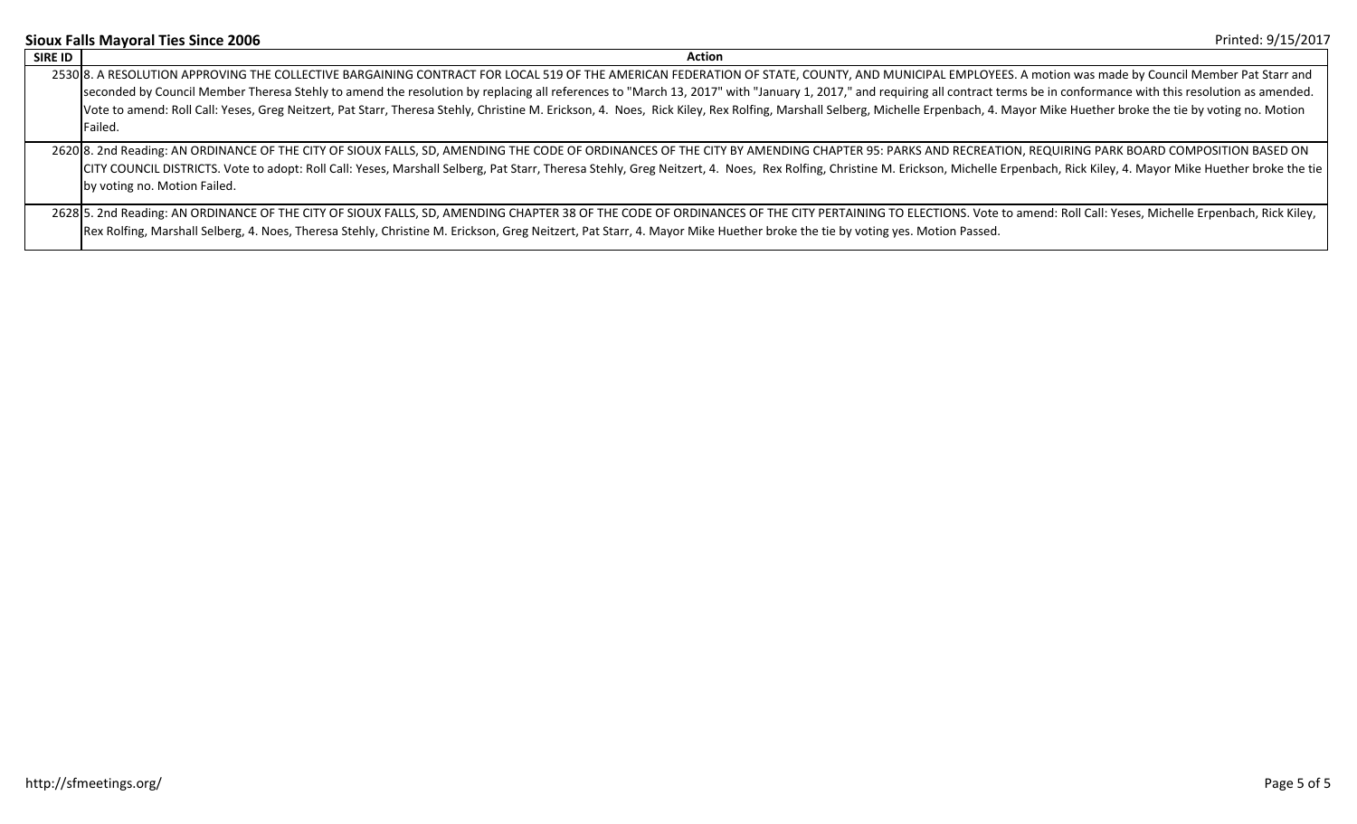| SIRE ID | Action |
|---|---|
| 2530 | 8. A RESOLUTION APPROVING THE COLLECTIVE BARGAINING CONTRACT FOR LOCAL 519 OF THE AMERICAN FEDERATION OF STATE, COUNTY, AND MUNICIPAL EMPLOYEES. A motion was made by Council Member Pat Starr and seconded by Council Member Theresa Stehly to amend the resolution by replacing all references to "March 13, 2017" with "January 1, 2017," and requiring all contract terms be in conformance with this resolution as amended. Vote to amend: Roll Call: Yeses, Greg Neitzert, Pat Starr, Theresa Stehly, Christine M. Erickson, 4. Noes, Rick Kiley, Rex Rolfing, Marshall Selberg, Michelle Erpenbach, 4. Mayor Mike Huether broke the tie by voting no. Motion Failed. |
| 2620 | 8. 2nd Reading: AN ORDINANCE OF THE CITY OF SIOUX FALLS, SD, AMENDING THE CODE OF ORDINANCES OF THE CITY BY AMENDING CHAPTER 95: PARKS AND RECREATION, REQUIRING PARK BOARD COMPOSITION BASED ON CITY COUNCIL DISTRICTS. Vote to adopt: Roll Call: Yeses, Marshall Selberg, Pat Starr, Theresa Stehly, Greg Neitzert, 4. Noes, Rex Rolfing, Christine M. Erickson, Michelle Erpenbach, Rick Kiley, 4. Mayor Mike Huether broke the tie by voting no. Motion Failed. |
| 2628 | 5. 2nd Reading: AN ORDINANCE OF THE CITY OF SIOUX FALLS, SD, AMENDING CHAPTER 38 OF THE CODE OF ORDINANCES OF THE CITY PERTAINING TO ELECTIONS. Vote to amend: Roll Call: Yeses, Michelle Erpenbach, Rick Kiley, Rex Rolfing, Marshall Selberg, 4. Noes, Theresa Stehly, Christine M. Erickson, Greg Neitzert, Pat Starr, 4. Mayor Mike Huether broke the tie by voting yes. Motion Passed. |